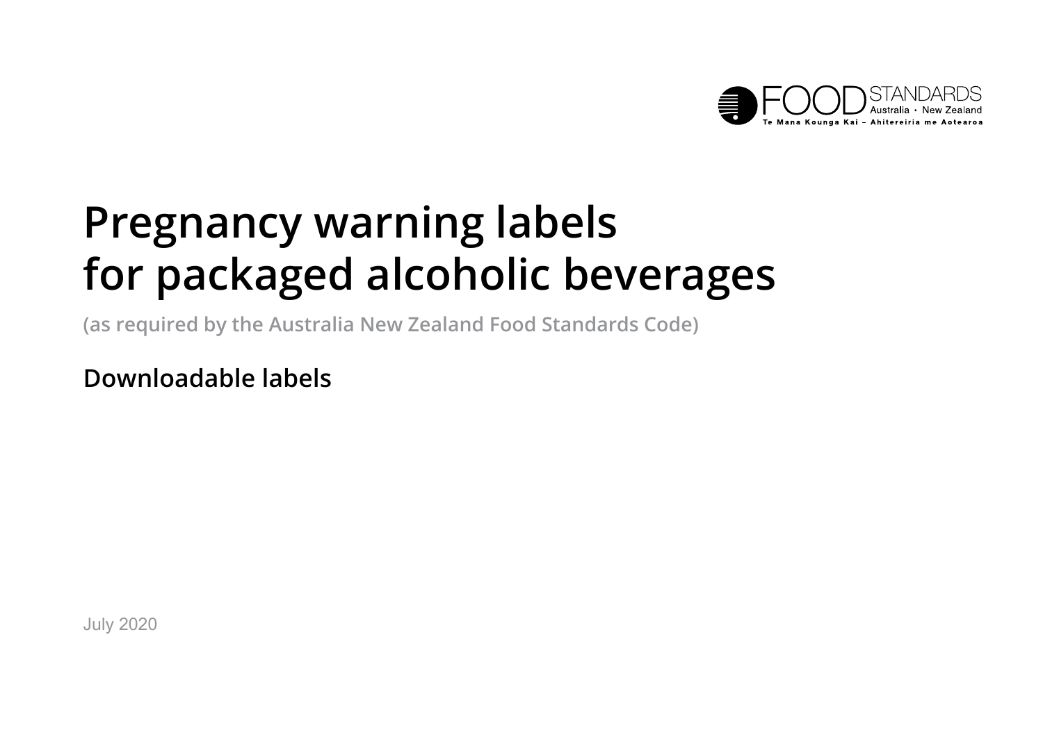FOOD STANDARDS Australia • New Zealand

Te Mana Kounga Kai – Ahitereiria me Aotearoa

# Pregnancy warning labels for packaged alcoholic beverages

(as required by the Australia New Zealand Food Standards Code)

## Downloadable labels

July 2020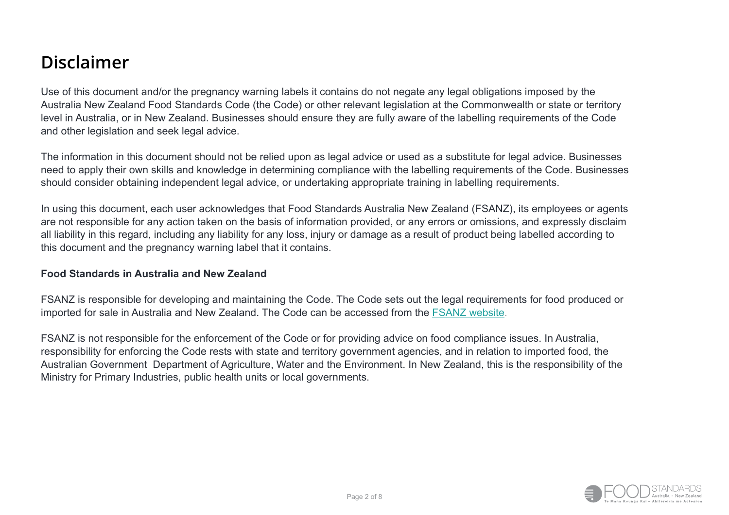# Disclaimer

Use of this document and/or the pregnancy warning labels it contains do not negate any legal obligations imposed by the Australia New Zealand Food Standards Code (the Code) or other relevant legislation at the Commonwealth or state or territory level in Australia, or in New Zealand. Businesses should ensure they are fully aware of the labelling requirements of the Code and other legislation and seek legal advice.

The information in this document should not be relied upon as legal advice or used as a substitute for legal advice. Businesses need to apply their own skills and knowledge in determining compliance with the labelling requirements of the Code. Businesses should consider obtaining independent legal advice, or undertaking appropriate training in labelling requirements.

In using this document, each user acknowledges that Food Standards Australia New Zealand (FSANZ), its employees or agents are not responsible for any action taken on the basis of information provided, or any errors or omissions, and expressly disclaim all liability in this regard, including any liability for any loss, injury or damage as a result of product being labelled according to this document and the pregnancy warning label that it contains.

**Food Standards in Australia and New Zealand**

FSANZ is responsible for developing and maintaining the Code. The Code sets out the legal requirements for food produced or imported for sale in Australia and New Zealand. The Code can be accessed from the FSANZ website.

FSANZ is not responsible for the enforcement of the Code or for providing advice on food compliance issues. In Australia, responsibility for enforcing the Code rests with state and territory government agencies, and in relation to imported food, the Australian Government Department of Agriculture, Water and the Environment. In New Zealand, this is the responsibility of the Ministry for Primary Industries, public health units or local governments.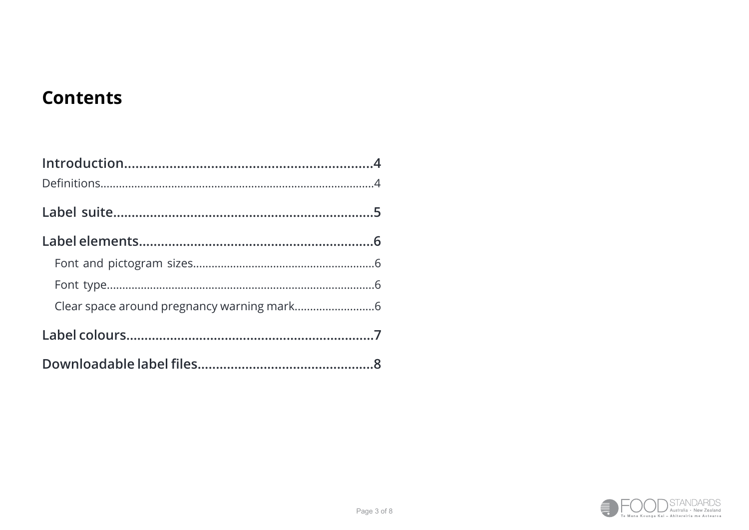# Contents

**Introduction** .......... **4**

Definitions .......... 4

**Label suite** .......... **5**

**Label elements** .......... **6**

- Font and pictogram sizes .......... 6
- Font type .......... 6
- Clear space around pregnancy warning mark .......... 6

**Label colours** .......... **7**

**Downloadable label files** .......... **8**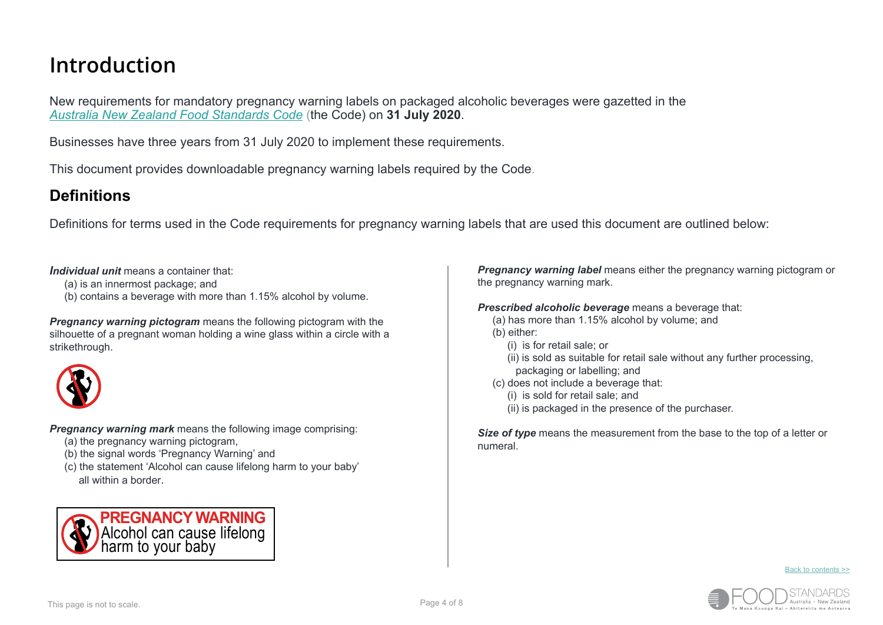# Introduction

New requirements for mandatory pregnancy warning labels on packaged alcoholic beverages were gazetted in the *Australia New Zealand Food Standards Code* (the Code) on **31 July 2020**.

Businesses have three years from 31 July 2020 to implement these requirements.

This document provides downloadable pregnancy warning labels required by the Code.

## Definitions

Definitions for terms used in the Code requirements for pregnancy warning labels that are used this document are outlined below:

***Individual unit*** means a container that:

(a) is an innermost package; and
(b) contains a beverage with more than 1.15% alcohol by volume.

***Pregnancy warning pictogram*** means the following pictogram with the silhouette of a pregnant woman holding a wine glass within a circle with a strikethrough.

***Pregnancy warning mark*** means the following image comprising:

(a) the pregnancy warning pictogram,
(b) the signal words 'Pregnancy Warning' and
(c) the statement 'Alcohol can cause lifelong harm to your baby'
all within a border.

PREGNANCY WARNING
Alcohol can cause lifelong harm to your baby

***Pregnancy warning label*** means either the pregnancy warning pictogram or the pregnancy warning mark.

***Prescribed alcoholic beverage*** means a beverage that:

(a) has more than 1.15% alcohol by volume; and
(b) either:
  (i) is for retail sale; or
  (ii) is sold as suitable for retail sale without any further processing, packaging or labelling; and
(c) does not include a beverage that:
  (i) is sold for retail sale; and
  (ii) is packaged in the presence of the purchaser.

***Size of type*** means the measurement from the base to the top of a letter or numeral.

Back to contents >>

This page is not to scale.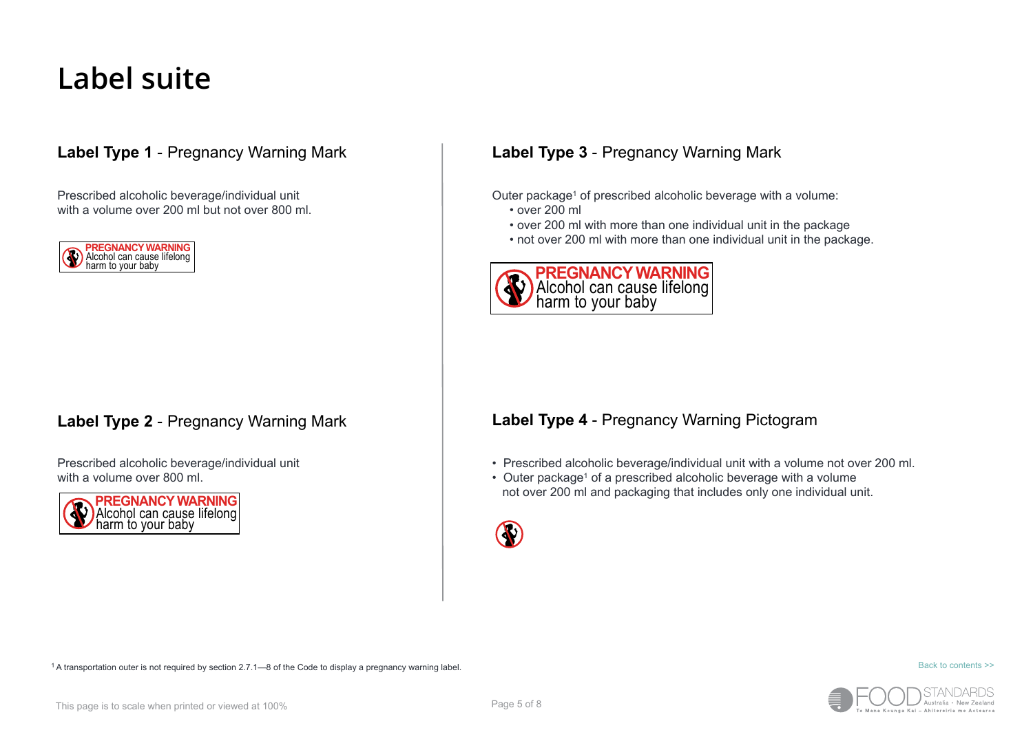# Label suite

## **Label Type 1** - Pregnancy Warning Mark

Prescribed alcoholic beverage/individual unit with a volume over 200 ml but not over 800 ml.

PREGNANCY WARNING
Alcohol can cause lifelong harm to your baby

## **Label Type 2** - Pregnancy Warning Mark

Prescribed alcoholic beverage/individual unit with a volume over 800 ml.

PREGNANCY WARNING
Alcohol can cause lifelong harm to your baby

## **Label Type 3** - Pregnancy Warning Mark

Outer package[1] of prescribed alcoholic beverage with a volume:

- over 200 ml
- over 200 ml with more than one individual unit in the package
- not over 200 ml with more than one individual unit in the package.

PREGNANCY WARNING
Alcohol can cause lifelong harm to your baby

## **Label Type 4** - Pregnancy Warning Pictogram

- Prescribed alcoholic beverage/individual unit with a volume not over 200 ml.
- Outer package[1] of a prescribed alcoholic beverage with a volume not over 200 ml and packaging that includes only one individual unit.

[1] A transportation outer is not required by section 2.7.1—8 of the Code to display a pregnancy warning label.

This page is to scale when printed or viewed at 100%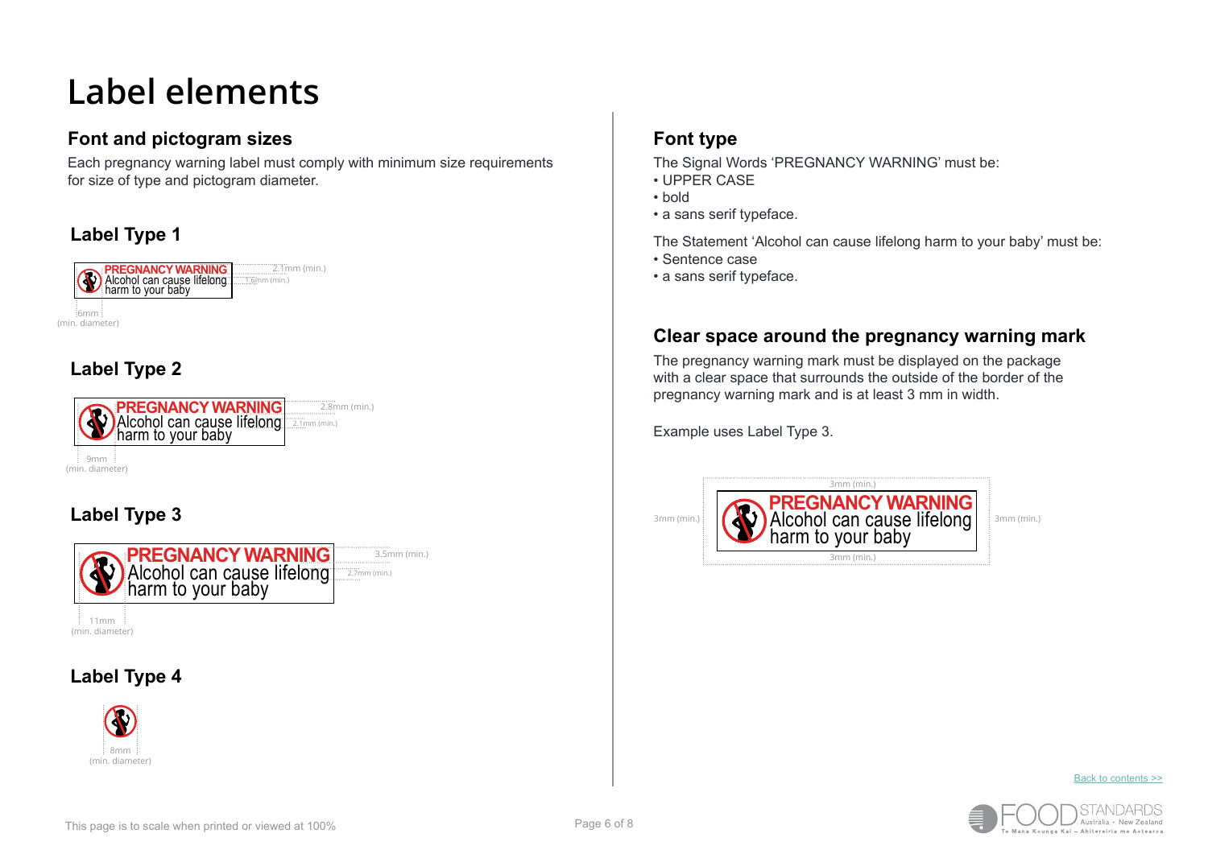# Label elements

## Font and pictogram sizes

Each pregnancy warning label must comply with minimum size requirements for size of type and pictogram diameter.

### Label Type 1

PREGNANCY WARNING
Alcohol can cause lifelong harm to your baby

2.1mm (min.)
1.6mm (min.)
6mm (min. diameter)

### Label Type 2

PREGNANCY WARNING
Alcohol can cause lifelong harm to your baby

2.8mm (min.)
2.1mm (min.)
9mm (min. diameter)

### Label Type 3

PREGNANCY WARNING
Alcohol can cause lifelong harm to your baby

3.5mm (min.)
2.7mm (min.)
11mm (min. diameter)

### Label Type 4

8mm (min. diameter)

## Font type

The Signal Words 'PREGNANCY WARNING' must be:

- UPPER CASE
- bold
- a sans serif typeface.

The Statement 'Alcohol can cause lifelong harm to your baby' must be:

- Sentence case
- a sans serif typeface.

## Clear space around the pregnancy warning mark

The pregnancy warning mark must be displayed on the package with a clear space that surrounds the outside of the border of the pregnancy warning mark and is at least 3 mm in width.

Example uses Label Type 3.

3mm (min.)

PREGNANCY WARNING
Alcohol can cause lifelong harm to your baby

3mm (min.) 3mm (min.) 3mm (min.)

Back to contents >>

This page is to scale when printed or viewed at 100%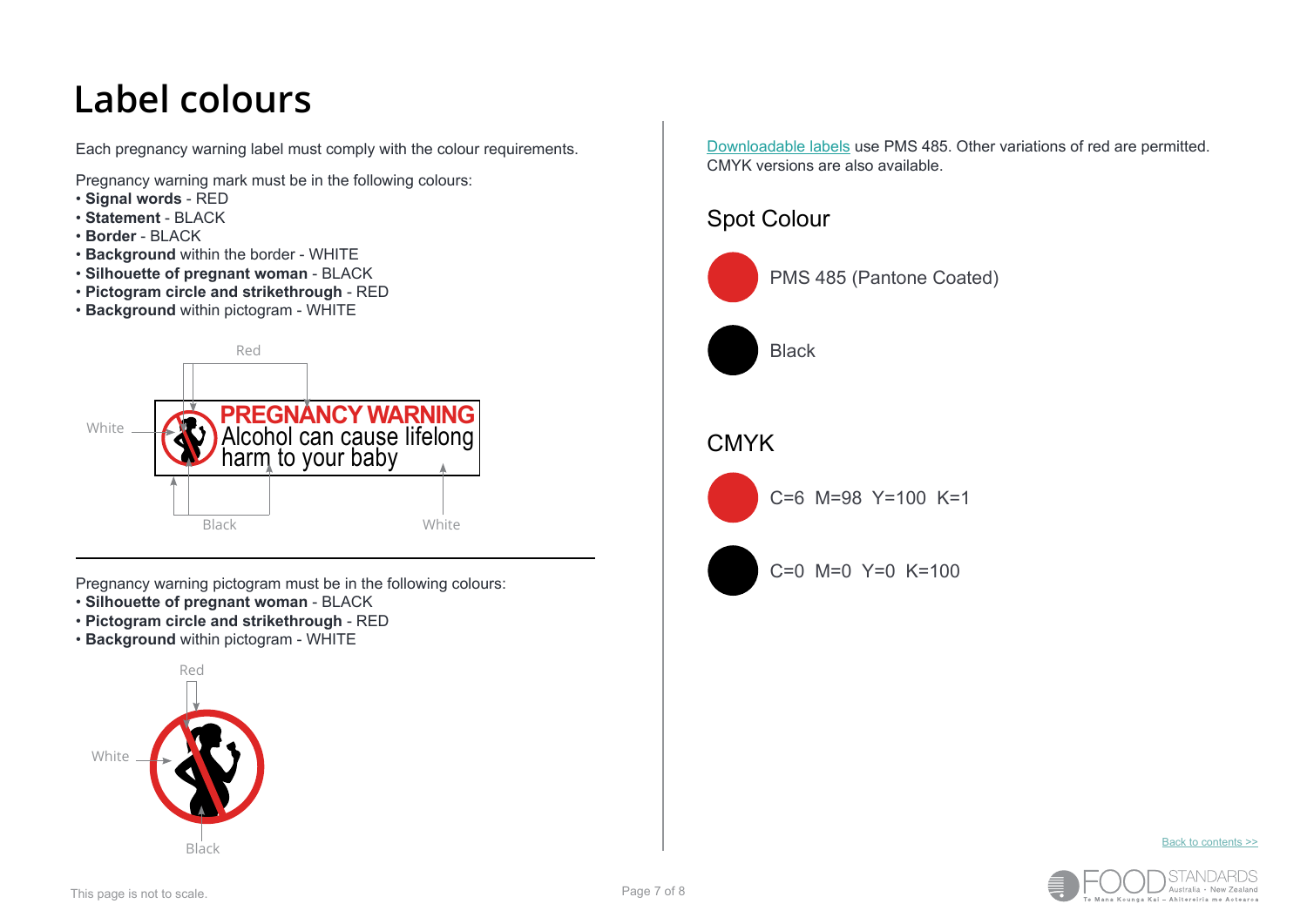# Label colours

Each pregnancy warning label must comply with the colour requirements.

Pregnancy warning mark must be in the following colours:

- **Signal words** - RED
- **Statement** - BLACK
- **Border** - BLACK
- **Background** within the border - WHITE
- **Silhouette of pregnant woman** - BLACK
- **Pictogram circle and strikethrough** - RED
- **Background** within pictogram - WHITE

Red

White

PREGNANCY WARNING
Alcohol can cause lifelong harm to your baby

Black

White

Pregnancy warning pictogram must be in the following colours:

- **Silhouette of pregnant woman** - BLACK
- **Pictogram circle and strikethrough** - RED
- **Background** within pictogram - WHITE

Red

White

Black

Downloadable labels use PMS 485. Other variations of red are permitted. CMYK versions are also available.

## Spot Colour

PMS 485 (Pantone Coated)

Black

## CMYK

C=6 M=98 Y=100 K=1

C=0 M=0 Y=0 K=100

Back to contents >>

This page is not to scale.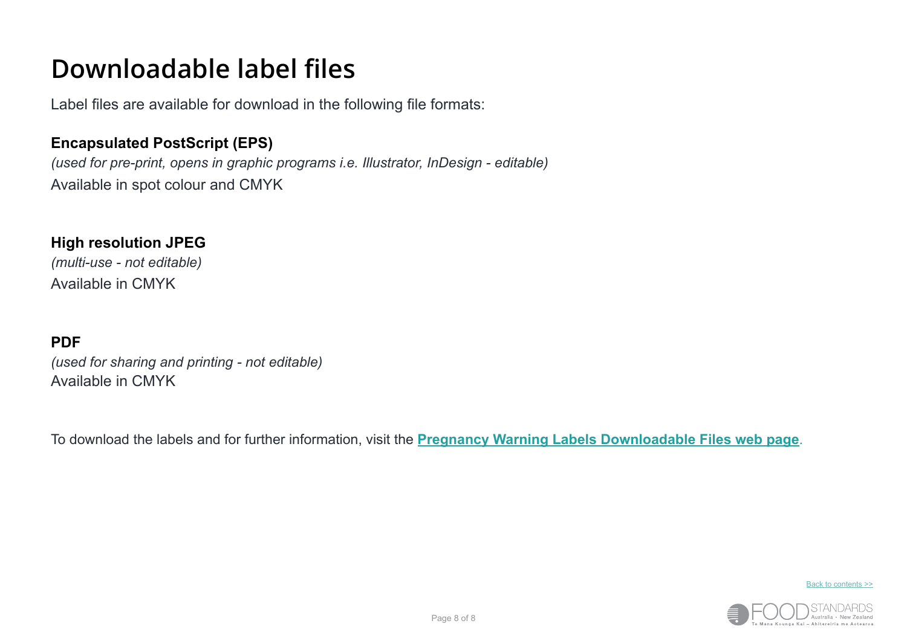# Downloadable label files

Label files are available for download in the following file formats:

**Encapsulated PostScript (EPS)**
*(used for pre-print, opens in graphic programs i.e. Illustrator, InDesign - editable)*
Available in spot colour and CMYK

**High resolution JPEG**
*(multi-use - not editable)*
Available in CMYK

**PDF**
*(used for sharing and printing - not editable)*
Available in CMYK

To download the labels and for further information, visit the **Pregnancy Warning Labels Downloadable Files web page**.

Back to contents >>